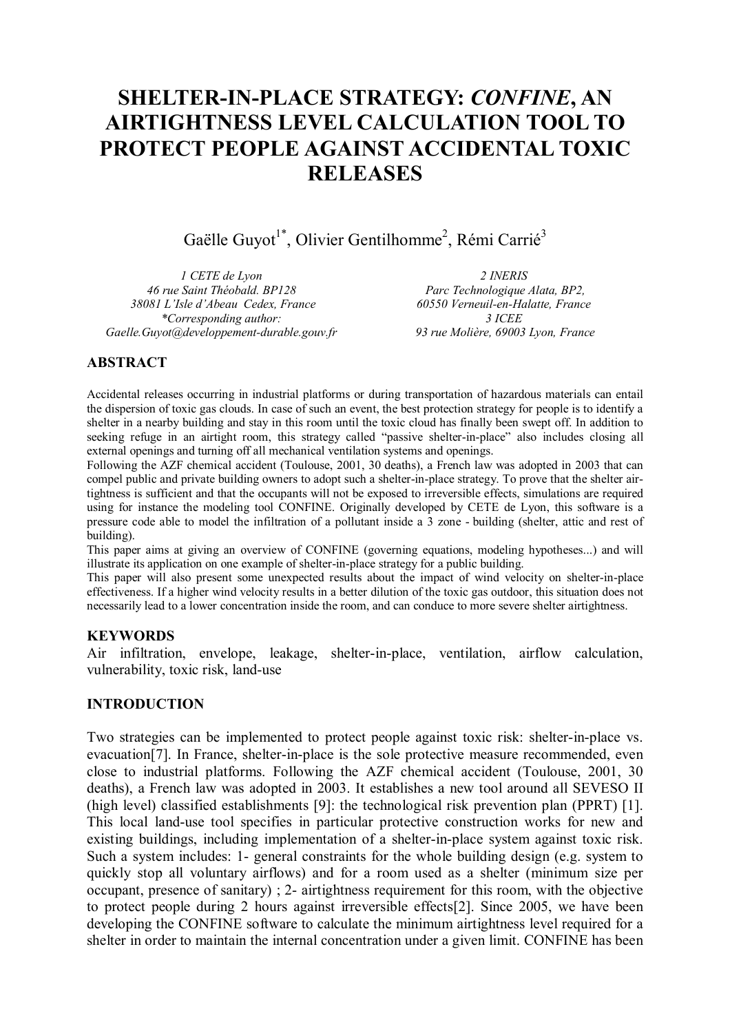# SHELTER-IN-PLACE STRATEGY: *CONFINE*, AN AIRTIGHTNESS LEVEL CALCULATION TOOL TO PROTECT PEOPLE AGAINST ACCIDENTAL TOXIC RELEASES

Gaëlle Guyot[1*], Olivier Gentilhomme[2], Rémi Carrié[3]

*1 CETE de Lyon*
*46 rue Saint Théobald. BP128*
*38081 L'Isle d'Abeau Cedex, France*
*\*Corresponding author:*
*Gaelle.Guyot@developpement-durable.gouv.fr*

*2 INERIS*
*Parc Technologique Alata, BP2,*
*60550 Verneuil-en-Halatte, France*
*3 ICEE*
*93 rue Molière, 69003 Lyon, France*

## ABSTRACT

Accidental releases occurring in industrial platforms or during transportation of hazardous materials can entail the dispersion of toxic gas clouds. In case of such an event, the best protection strategy for people is to identify a shelter in a nearby building and stay in this room until the toxic cloud has finally been swept off. In addition to seeking refuge in an airtight room, this strategy called "passive shelter-in-place" also includes closing all external openings and turning off all mechanical ventilation systems and openings.

Following the AZF chemical accident (Toulouse, 2001, 30 deaths), a French law was adopted in 2003 that can compel public and private building owners to adopt such a shelter-in-place strategy. To prove that the shelter air-tightness is sufficient and that the occupants will not be exposed to irreversible effects, simulations are required using for instance the modeling tool CONFINE. Originally developed by CETE de Lyon, this software is a pressure code able to model the infiltration of a pollutant inside a 3 zone - building (shelter, attic and rest of building).

This paper aims at giving an overview of CONFINE (governing equations, modeling hypotheses...) and will illustrate its application on one example of shelter-in-place strategy for a public building.

This paper will also present some unexpected results about the impact of wind velocity on shelter-in-place effectiveness. If a higher wind velocity results in a better dilution of the toxic gas outdoor, this situation does not necessarily lead to a lower concentration inside the room, and can conduce to more severe shelter airtightness.

## KEYWORDS

Air infiltration, envelope, leakage, shelter-in-place, ventilation, airflow calculation, vulnerability, toxic risk, land-use

## INTRODUCTION

Two strategies can be implemented to protect people against toxic risk: shelter-in-place vs. evacuation[7]. In France, shelter-in-place is the sole protective measure recommended, even close to industrial platforms. Following the AZF chemical accident (Toulouse, 2001, 30 deaths), a French law was adopted in 2003. It establishes a new tool around all SEVESO II (high level) classified establishments [9]: the technological risk prevention plan (PPRT) [1]. This local land-use tool specifies in particular protective construction works for new and existing buildings, including implementation of a shelter-in-place system against toxic risk. Such a system includes: 1- general constraints for the whole building design (e.g. system to quickly stop all voluntary airflows) and for a room used as a shelter (minimum size per occupant, presence of sanitary) ; 2- airtightness requirement for this room, with the objective to protect people during 2 hours against irreversible effects[2]. Since 2005, we have been developing the CONFINE software to calculate the minimum airtightness level required for a shelter in order to maintain the internal concentration under a given limit. CONFINE has been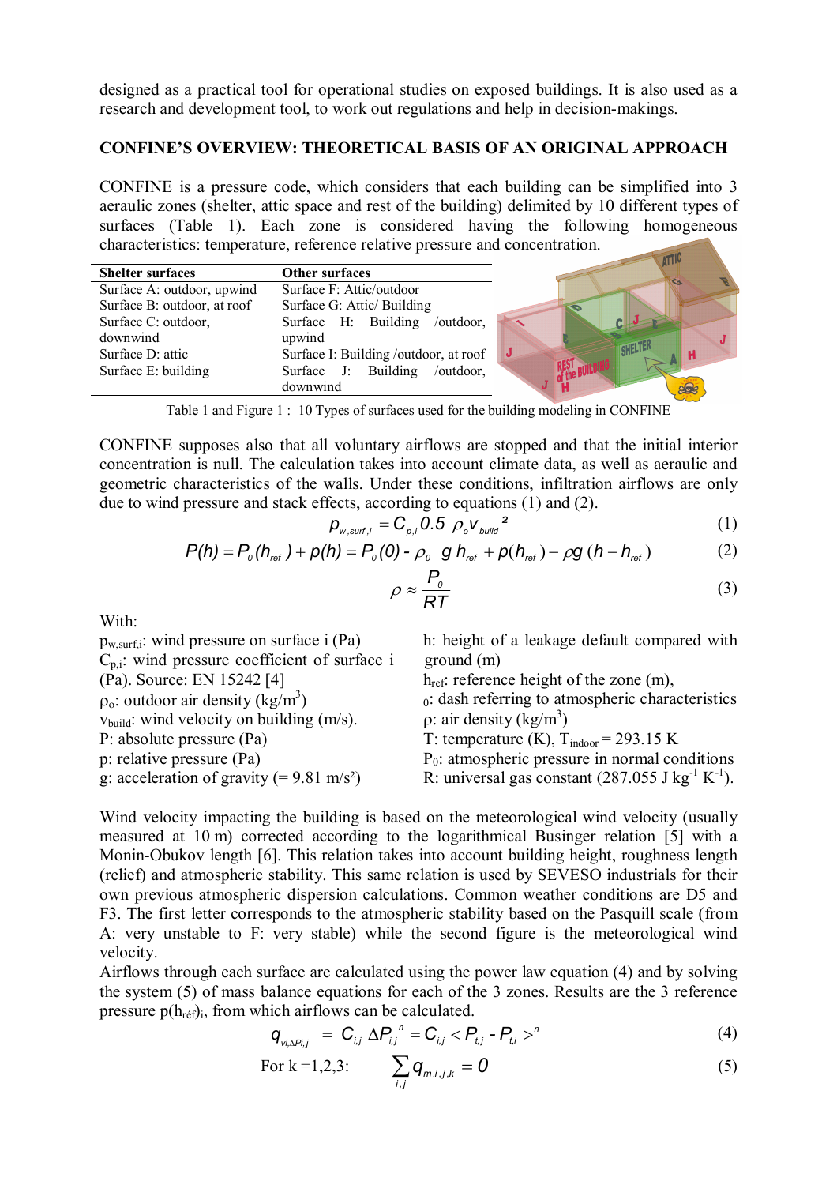designed as a practical tool for operational studies on exposed buildings. It is also used as a research and development tool, to work out regulations and help in decision-makings.

## CONFINE'S OVERVIEW: THEORETICAL BASIS OF AN ORIGINAL APPROACH

CONFINE is a pressure code, which considers that each building can be simplified into 3 aeraulic zones (shelter, attic space and rest of the building) delimited by 10 different types of surfaces (Table 1). Each zone is considered having the following homogeneous characteristics: temperature, reference relative pressure and concentration.

| Shelter surfaces | Other surfaces |
|---|---|
| Surface A: outdoor, upwind | Surface F: Attic/outdoor |
| Surface B: outdoor, at roof | Surface G: Attic/ Building |
| Surface C: outdoor, downwind | Surface H: Building /outdoor, upwind |
| Surface D: attic | Surface I: Building /outdoor, at roof |
| Surface E: building | Surface J: Building /outdoor, downwind |

Table 1 and Figure 1 : 10 Types of surfaces used for the building modeling in CONFINE

CONFINE supposes also that all voluntary airflows are stopped and that the initial interior concentration is null. The calculation takes into account climate data, as well as aeraulic and geometric characteristics of the walls. Under these conditions, infiltration airflows are only due to wind pressure and stack effects, according to equations (1) and (2).

$$p_{w,surf,i} = C_{p,i}\, 0.5\ \rho_o v_{build}^{\ 2} \tag{1}$$

$$P(h) = P_0(h_{ref}) + p(h) = P_0(0) - \rho_0\ g\ h_{ref} + p(h_{ref}) - \rho g\ (h - h_{ref}) \tag{2}$$

$$\rho \approx \frac{P_0}{RT} \tag{3}$$

With:

$p_{w,surf,i}$: wind pressure on surface i (Pa)
$C_{p,i}$: wind pressure coefficient of surface i (Pa). Source: EN 15242 [4]
$\rho_o$: outdoor air density (kg/m$^3$)
$v_{build}$: wind velocity on building (m/s).
P: absolute pressure (Pa)
p: relative pressure (Pa)
g: acceleration of gravity (= 9.81 m/s²)
h: height of a leakage default compared with ground (m)
$h_{ref}$: reference height of the zone (m),
$_0$: dash referring to atmospheric characteristics
$\rho$: air density (kg/m$^3$)
T: temperature (K), $T_{indoor}$ = 293.15 K
$P_0$: atmospheric pressure in normal conditions
R: universal gas constant (287.055 J kg$^{-1}$ K$^{-1}$).

Wind velocity impacting the building is based on the meteorological wind velocity (usually measured at 10 m) corrected according to the logarithmical Businger relation [5] with a Monin-Obukov length [6]. This relation takes into account building height, roughness length (relief) and atmospheric stability. This same relation is used by SEVESO industrials for their own previous atmospheric dispersion calculations. Common weather conditions are D5 and F3. The first letter corresponds to the atmospheric stability based on the Pasquill scale (from A: very unstable to F: very stable) while the second figure is the meteorological wind velocity.

Airflows through each surface are calculated using the power law equation (4) and by solving the system (5) of mass balance equations for each of the 3 zones. Results are the 3 reference pressure $p(h_{réf})_i$, from which airflows can be calculated.

$$q_{vl,\Delta Pi,j} = C_{i,j}\ \Delta P_{i,j}^{\ n} = C_{i,j} < P_{t,j} - P_{t,i} >^{n} \tag{4}$$

For k =1,2,3: $$\sum_{i,j} q_{m,i,j,k} = 0 \tag{5}$$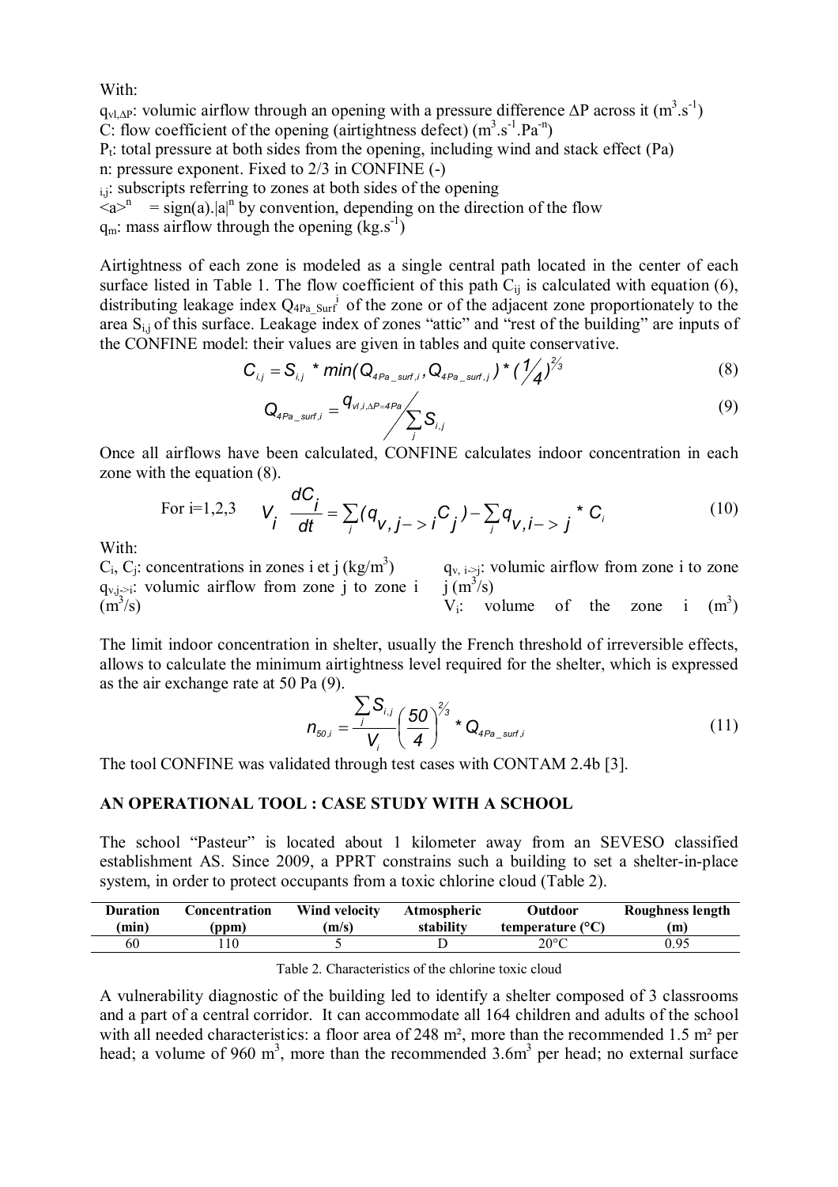With:

$q_{vl,\Delta P}$: volumic airflow through an opening with a pressure difference $\Delta P$ across it ($m^3.s^{-1}$)

C: flow coefficient of the opening (airtightness defect) ($m^3.s^{-1}.Pa^{-n}$)

$P_t$: total pressure at both sides from the opening, including wind and stack effect (Pa)

n: pressure exponent. Fixed to 2/3 in CONFINE (-)

$_{i,j}$: subscripts referring to zones at both sides of the opening

$\langle a \rangle^n$ = sign(a).$|a|^n$ by convention, depending on the direction of the flow

$q_m$: mass airflow through the opening ($kg.s^{-1}$)

Airtightness of each zone is modeled as a single central path located in the center of each surface listed in Table 1. The flow coefficient of this path $C_{ij}$ is calculated with equation (6), distributing leakage index $Q_{4Pa\_Surf}^i$ of the zone or of the adjacent zone proportionately to the area $S_{i,j}$ of this surface. Leakage index of zones "attic" and "rest of the building" are inputs of the CONFINE model: their values are given in tables and quite conservative.

$$C_{i,j} = S_{i,j} * min(Q_{4Pa\_surf,i}, Q_{4Pa\_surf,j}) * (1/4)^{2/3} \tag{8}$$

$$Q_{4Pa\_surf,i} = q_{vl,i,\Delta P=4Pa} \Big/ \sum_j S_{i,j} \tag{9}$$

Once all airflows have been calculated, CONFINE calculates indoor concentration in each zone with the equation (8).

$$\text{For i=1,2,3} \quad V_i \frac{dC_i}{dt} = \sum_j (q_{v,j->i} C_j) - \sum_j q_{v,i->j} * C_i \tag{10}$$

With:

$C_i$, $C_j$: concentrations in zones i et j ($kg/m^3$)

$q_{v,j->i}$: volumic airflow from zone j to zone i ($m^3/s$)

$q_{v,i->j}$: volumic airflow from zone i to zone j ($m^3/s$)

$V_i$: volume of the zone i ($m^3$)

The limit indoor concentration in shelter, usually the French threshold of irreversible effects, allows to calculate the minimum airtightness level required for the shelter, which is expressed as the air exchange rate at 50 Pa (9).

$$n_{50,i} = \frac{\sum_j S_{i,j}}{V_i} \left(\frac{50}{4}\right)^{2/3} * Q_{4Pa\_surf,i} \tag{11}$$

The tool CONFINE was validated through test cases with CONTAM 2.4b [3].

## AN OPERATIONAL TOOL : CASE STUDY WITH A SCHOOL

The school "Pasteur" is located about 1 kilometer away from an SEVESO classified establishment AS. Since 2009, a PPRT constrains such a building to set a shelter-in-place system, in order to protect occupants from a toxic chlorine cloud (Table 2).

| Duration (min) | Concentration (ppm) | Wind velocity (m/s) | Atmospheric stability | Outdoor temperature (°C) | Roughness length (m) |
|---|---|---|---|---|---|
| 60 | 110 | 5 | D | 20°C | 0.95 |

Table 2. Characteristics of the chlorine toxic cloud

A vulnerability diagnostic of the building led to identify a shelter composed of 3 classrooms and a part of a central corridor. It can accommodate all 164 children and adults of the school with all needed characteristics: a floor area of 248 m², more than the recommended 1.5 m² per head; a volume of 960 $m^3$, more than the recommended 3.6$m^3$ per head; no external surface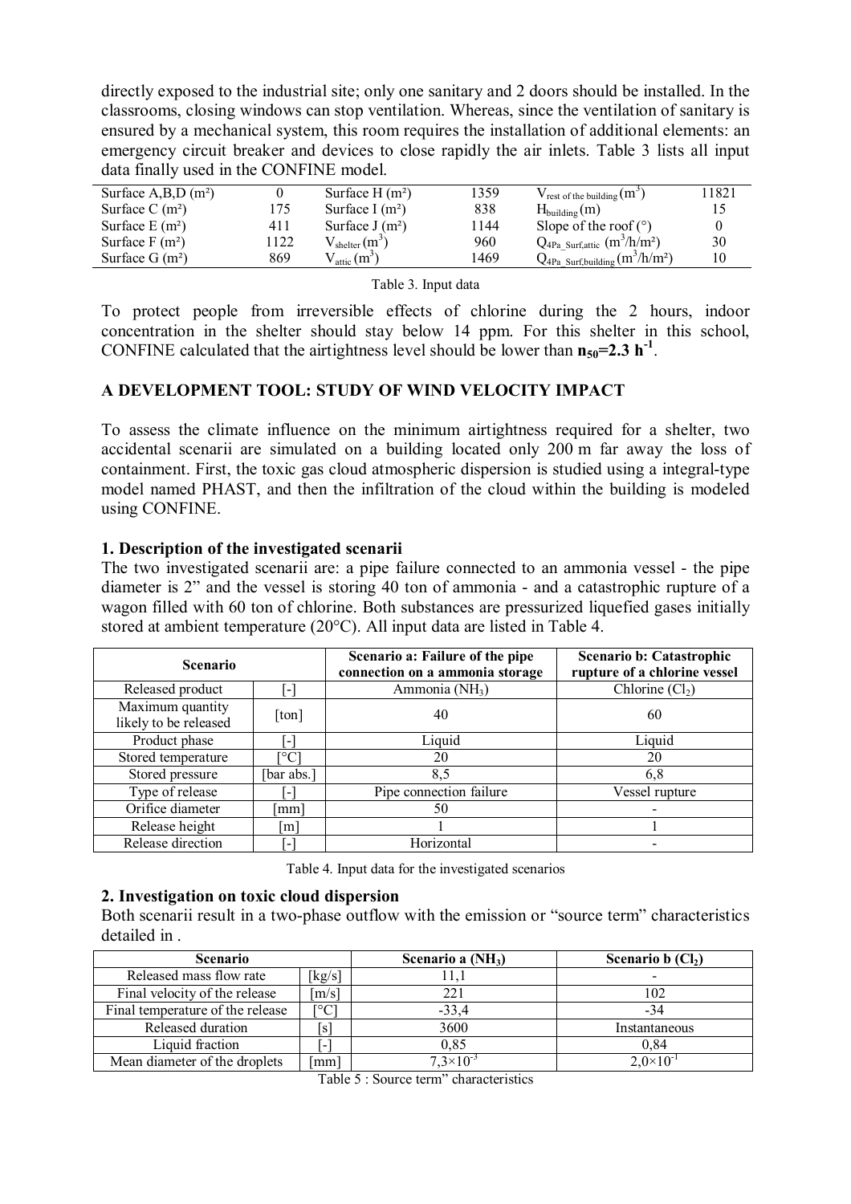directly exposed to the industrial site; only one sanitary and 2 doors should be installed. In the classrooms, closing windows can stop ventilation. Whereas, since the ventilation of sanitary is ensured by a mechanical system, this room requires the installation of additional elements: an emergency circuit breaker and devices to close rapidly the air inlets. Table 3 lists all input data finally used in the CONFINE model.

| | | | | | |
|---|---|---|---|---|---|
| Surface A,B,D (m²) | 0 | Surface H (m²) | 1359 | $V_{rest\ of\ the\ building}$ (m$^3$) | 11821 |
| Surface C (m²) | 175 | Surface I (m²) | 838 | $H_{building}$ (m) | 15 |
| Surface E (m²) | 411 | Surface J (m²) | 1144 | Slope of the roof (°) | 0 |
| Surface F (m²) | 1122 | $V_{shelter}$ (m$^3$) | 960 | $Q_{4Pa\_Surf,attic}$ (m$^3$/h/m²) | 30 |
| Surface G (m²) | 869 | $V_{attic}$ (m$^3$) | 1469 | $Q_{4Pa\_Surf,building}$ (m$^3$/h/m²) | 10 |

Table 3. Input data

To protect people from irreversible effects of chlorine during the 2 hours, indoor concentration in the shelter should stay below 14 ppm. For this shelter in this school, CONFINE calculated that the airtightness level should be lower than $\mathbf{n_{50}=2.3\ h^{-1}}$.

## A DEVELOPMENT TOOL: STUDY OF WIND VELOCITY IMPACT

To assess the climate influence on the minimum airtightness required for a shelter, two accidental scenarii are simulated on a building located only 200 m far away the loss of containment. First, the toxic gas cloud atmospheric dispersion is studied using a integral-type model named PHAST, and then the infiltration of the cloud within the building is modeled using CONFINE.

### 1. Description of the investigated scenarii

The two investigated scenarii are: a pipe failure connected to an ammonia vessel - the pipe diameter is 2" and the vessel is storing 40 ton of ammonia - and a catastrophic rupture of a wagon filled with 60 ton of chlorine. Both substances are pressurized liquefied gases initially stored at ambient temperature (20°C). All input data are listed in Table 4.

| Scenario | | Scenario a: Failure of the pipe connection on a ammonia storage | Scenario b: Catastrophic rupture of a chlorine vessel |
|---|---|---|---|
| Released product | [-] | Ammonia ($NH_3$) | Chlorine ($Cl_2$) |
| Maximum quantity likely to be released | [ton] | 40 | 60 |
| Product phase | [-] | Liquid | Liquid |
| Stored temperature | [°C] | 20 | 20 |
| Stored pressure | [bar abs.] | 8,5 | 6,8 |
| Type of release | [-] | Pipe connection failure | Vessel rupture |
| Orifice diameter | [mm] | 50 | - |
| Release height | [m] | 1 | 1 |
| Release direction | [-] | Horizontal | - |

Table 4. Input data for the investigated scenarios

### 2. Investigation on toxic cloud dispersion

Both scenarii result in a two-phase outflow with the emission or "source term" characteristics detailed in .

| Scenario | | Scenario a ($NH_3$) | Scenario b ($Cl_2$) |
|---|---|---|---|
| Released mass flow rate | [kg/s] | 11,1 | - |
| Final velocity of the release | [m/s] | 221 | 102 |
| Final temperature of the release | [°C] | -33,4 | -34 |
| Released duration | [s] | 3600 | Instantaneous |
| Liquid fraction | [-] | 0,85 | 0,84 |
| Mean diameter of the droplets | [mm] | $7,3\times10^{-3}$ | $2,0\times10^{-1}$ |

Table 5 : Source term" characteristics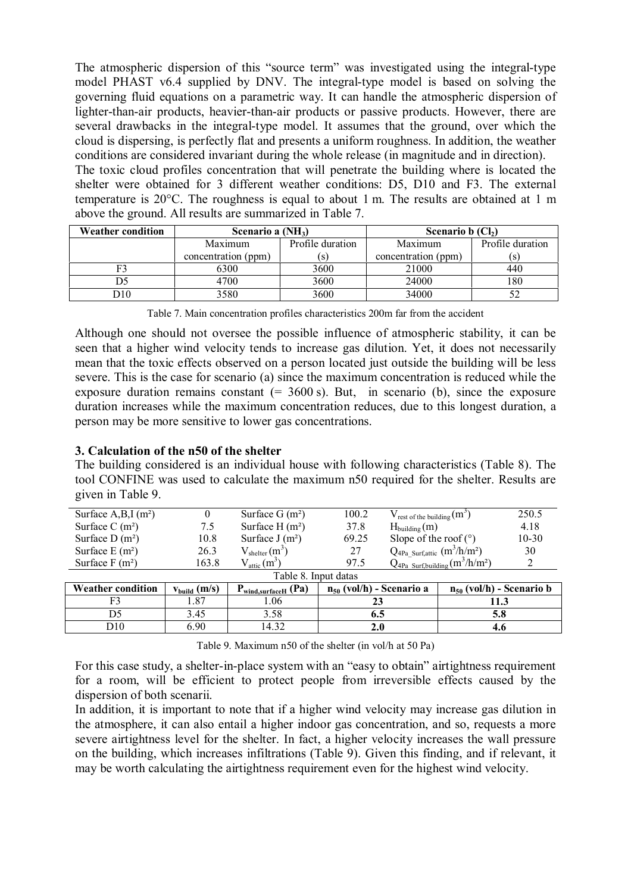The atmospheric dispersion of this "source term" was investigated using the integral-type model PHAST v6.4 supplied by DNV. The integral-type model is based on solving the governing fluid equations on a parametric way. It can handle the atmospheric dispersion of lighter-than-air products, heavier-than-air products or passive products. However, there are several drawbacks in the integral-type model. It assumes that the ground, over which the cloud is dispersing, is perfectly flat and presents a uniform roughness. In addition, the weather conditions are considered invariant during the whole release (in magnitude and in direction).

The toxic cloud profiles concentration that will penetrate the building where is located the shelter were obtained for 3 different weather conditions: D5, D10 and F3. The external temperature is 20°C. The roughness is equal to about 1 m. The results are obtained at 1 m above the ground. All results are summarized in Table 7.

| **Weather condition** | **Scenario a ($NH_3$)** | | **Scenario b ($Cl_2$)** | |
|---|---|---|---|---|
| | Maximum concentration (ppm) | Profile duration (s) | Maximum concentration (ppm) | Profile duration (s) |
| F3 | 6300 | 3600 | 21000 | 440 |
| D5 | 4700 | 3600 | 24000 | 180 |
| D10 | 3580 | 3600 | 34000 | 52 |

Table 7. Main concentration profiles characteristics 200m far from the accident

Although one should not oversee the possible influence of atmospheric stability, it can be seen that a higher wind velocity tends to increase gas dilution. Yet, it does not necessarily mean that the toxic effects observed on a person located just outside the building will be less severe. This is the case for scenario (a) since the maximum concentration is reduced while the exposure duration remains constant (= 3600 s). But, in scenario (b), since the exposure duration increases while the maximum concentration reduces, due to this longest duration, a person may be more sensitive to lower gas concentrations.

### 3. Calculation of the n50 of the shelter

The building considered is an individual house with following characteristics (Table 8). The tool CONFINE was used to calculate the maximum n50 required for the shelter. Results are given in Table 9.

| | | | | | |
|---|---|---|---|---|---|
| Surface A,B,I (m²) | 0 | Surface G (m²) | 100.2 | $V_{\text{rest of the building}}$ (m³) | 250.5 |
| Surface C (m²) | 7.5 | Surface H (m²) | 37.8 | $H_{\text{building}}$ (m) | 4.18 |
| Surface D (m²) | 10.8 | Surface J (m²) | 69.25 | Slope of the roof (°) | 10-30 |
| Surface E (m²) | 26.3 | $V_{\text{shelter}}$ (m³) | 27 | $Q_{4Pa\_Surf,attic}$ (m³/h/m²) | 30 |
| Surface F (m²) | 163.8 | $V_{\text{attic}}$ (m³) | 97.5 | $Q_{4Pa\_Surf,building}$ (m³/h/m²) | 2 |

Table 8. Input datas

| **Weather condition** | **$v_{build}$ (m/s)** | **$P_{wind,surfaceH}$ (Pa)** | **$n_{50}$ (vol/h) - Scenario a** | **$n_{50}$ (vol/h) - Scenario b** |
|---|---|---|---|---|
| F3 | 1.87 | 1.06 | **23** | **11.3** |
| D5 | 3.45 | 3.58 | **6.5** | **5.8** |
| D10 | 6.90 | 14.32 | **2.0** | **4.6** |

Table 9. Maximum n50 of the shelter (in vol/h at 50 Pa)

For this case study, a shelter-in-place system with an "easy to obtain" airtightness requirement for a room, will be efficient to protect people from irreversible effects caused by the dispersion of both scenarii.

In addition, it is important to note that if a higher wind velocity may increase gas dilution in the atmosphere, it can also entail a higher indoor gas concentration, and so, requests a more severe airtightness level for the shelter. In fact, a higher velocity increases the wall pressure on the building, which increases infiltrations (Table 9). Given this finding, and if relevant, it may be worth calculating the airtightness requirement even for the highest wind velocity.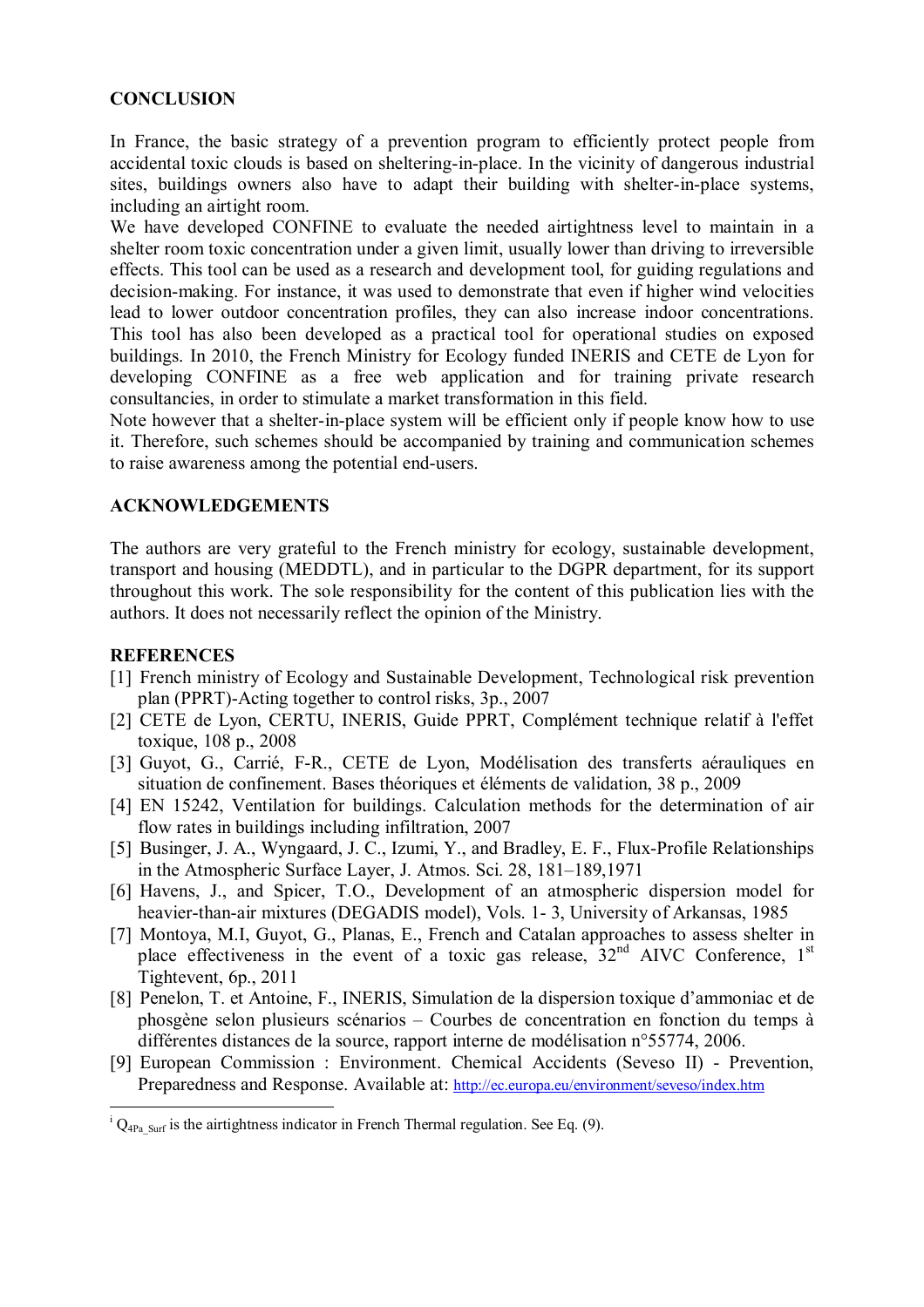## CONCLUSION

In France, the basic strategy of a prevention program to efficiently protect people from accidental toxic clouds is based on sheltering-in-place. In the vicinity of dangerous industrial sites, buildings owners also have to adapt their building with shelter-in-place systems, including an airtight room.

We have developed CONFINE to evaluate the needed airtightness level to maintain in a shelter room toxic concentration under a given limit, usually lower than driving to irreversible effects. This tool can be used as a research and development tool, for guiding regulations and decision-making. For instance, it was used to demonstrate that even if higher wind velocities lead to lower outdoor concentration profiles, they can also increase indoor concentrations. This tool has also been developed as a practical tool for operational studies on exposed buildings. In 2010, the French Ministry for Ecology funded INERIS and CETE de Lyon for developing CONFINE as a free web application and for training private research consultancies, in order to stimulate a market transformation in this field.

Note however that a shelter-in-place system will be efficient only if people know how to use it. Therefore, such schemes should be accompanied by training and communication schemes to raise awareness among the potential end-users.

## ACKNOWLEDGEMENTS

The authors are very grateful to the French ministry for ecology, sustainable development, transport and housing (MEDDTL), and in particular to the DGPR department, for its support throughout this work. The sole responsibility for the content of this publication lies with the authors. It does not necessarily reflect the opinion of the Ministry.

## REFERENCES

[1] French ministry of Ecology and Sustainable Development, Technological risk prevention plan (PPRT)-Acting together to control risks, 3p., 2007

[2] CETE de Lyon, CERTU, INERIS, Guide PPRT, Complément technique relatif à l'effet toxique, 108 p., 2008

[3] Guyot, G., Carrié, F-R., CETE de Lyon, Modélisation des transferts aérauliques en situation de confinement. Bases théoriques et éléments de validation, 38 p., 2009

[4] EN 15242, Ventilation for buildings. Calculation methods for the determination of air flow rates in buildings including infiltration, 2007

[5] Businger, J. A., Wyngaard, J. C., Izumi, Y., and Bradley, E. F., Flux-Profile Relationships in the Atmospheric Surface Layer, J. Atmos. Sci. 28, 181–189,1971

[6] Havens, J., and Spicer, T.O., Development of an atmospheric dispersion model for heavier-than-air mixtures (DEGADIS model), Vols. 1- 3, University of Arkansas, 1985

[7] Montoya, M.I, Guyot, G., Planas, E., French and Catalan approaches to assess shelter in place effectiveness in the event of a toxic gas release, 32nd AIVC Conference, 1st Tightevent, 6p., 2011

[8] Penelon, T. et Antoine, F., INERIS, Simulation de la dispersion toxique d'ammoniac et de phosgène selon plusieurs scénarios – Courbes de concentration en fonction du temps à différentes distances de la source, rapport interne de modélisation n°55774, 2006.

[9] European Commission : Environment. Chemical Accidents (Seveso II) - Prevention, Preparedness and Response. Available at: http://ec.europa.eu/environment/seveso/index.htm

---

[i] $Q_{4Pa\_Surf}$ is the airtightness indicator in French Thermal regulation. See Eq. (9).